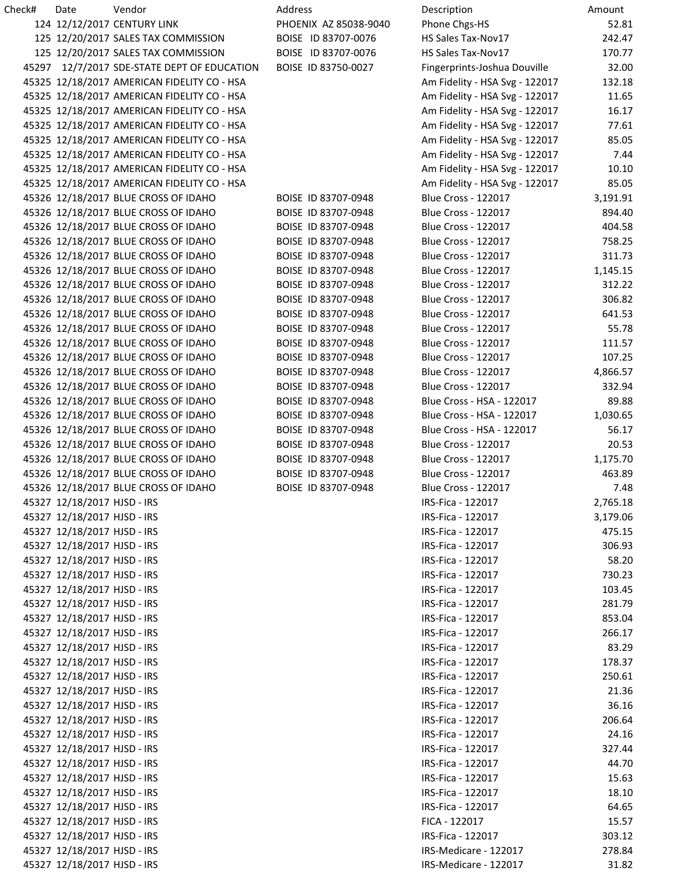| Check# | Date | Vendor | Address | Description | Amount |
|---|---|---|---|---|---|
| 124 | 12/12/2017 | CENTURY LINK | PHOENIX AZ 85038-9040 | Phone Chgs-HS | 52.81 |
| 125 | 12/20/2017 | SALES TAX COMMISSION | BOISE ID 83707-0076 | HS Sales Tax-Nov17 | 242.47 |
| 125 | 12/20/2017 | SALES TAX COMMISSION | BOISE ID 83707-0076 | HS Sales Tax-Nov17 | 170.77 |
| 45297 | 12/7/2017 | SDE-STATE DEPT OF EDUCATION | BOISE ID 83750-0027 | Fingerprints-Joshua Douville | 32.00 |
| 45325 | 12/18/2017 | AMERICAN FIDELITY CO - HSA | | Am Fidelity - HSA Svg - 122017 | 132.18 |
| 45325 | 12/18/2017 | AMERICAN FIDELITY CO - HSA | | Am Fidelity - HSA Svg - 122017 | 11.65 |
| 45325 | 12/18/2017 | AMERICAN FIDELITY CO - HSA | | Am Fidelity - HSA Svg - 122017 | 16.17 |
| 45325 | 12/18/2017 | AMERICAN FIDELITY CO - HSA | | Am Fidelity - HSA Svg - 122017 | 77.61 |
| 45325 | 12/18/2017 | AMERICAN FIDELITY CO - HSA | | Am Fidelity - HSA Svg - 122017 | 85.05 |
| 45325 | 12/18/2017 | AMERICAN FIDELITY CO - HSA | | Am Fidelity - HSA Svg - 122017 | 7.44 |
| 45325 | 12/18/2017 | AMERICAN FIDELITY CO - HSA | | Am Fidelity - HSA Svg - 122017 | 10.10 |
| 45325 | 12/18/2017 | AMERICAN FIDELITY CO - HSA | | Am Fidelity - HSA Svg - 122017 | 85.05 |
| 45326 | 12/18/2017 | BLUE CROSS OF IDAHO | BOISE ID 83707-0948 | Blue Cross - 122017 | 3,191.91 |
| 45326 | 12/18/2017 | BLUE CROSS OF IDAHO | BOISE ID 83707-0948 | Blue Cross - 122017 | 894.40 |
| 45326 | 12/18/2017 | BLUE CROSS OF IDAHO | BOISE ID 83707-0948 | Blue Cross - 122017 | 404.58 |
| 45326 | 12/18/2017 | BLUE CROSS OF IDAHO | BOISE ID 83707-0948 | Blue Cross - 122017 | 758.25 |
| 45326 | 12/18/2017 | BLUE CROSS OF IDAHO | BOISE ID 83707-0948 | Blue Cross - 122017 | 311.73 |
| 45326 | 12/18/2017 | BLUE CROSS OF IDAHO | BOISE ID 83707-0948 | Blue Cross - 122017 | 1,145.15 |
| 45326 | 12/18/2017 | BLUE CROSS OF IDAHO | BOISE ID 83707-0948 | Blue Cross - 122017 | 312.22 |
| 45326 | 12/18/2017 | BLUE CROSS OF IDAHO | BOISE ID 83707-0948 | Blue Cross - 122017 | 306.82 |
| 45326 | 12/18/2017 | BLUE CROSS OF IDAHO | BOISE ID 83707-0948 | Blue Cross - 122017 | 641.53 |
| 45326 | 12/18/2017 | BLUE CROSS OF IDAHO | BOISE ID 83707-0948 | Blue Cross - 122017 | 55.78 |
| 45326 | 12/18/2017 | BLUE CROSS OF IDAHO | BOISE ID 83707-0948 | Blue Cross - 122017 | 111.57 |
| 45326 | 12/18/2017 | BLUE CROSS OF IDAHO | BOISE ID 83707-0948 | Blue Cross - 122017 | 107.25 |
| 45326 | 12/18/2017 | BLUE CROSS OF IDAHO | BOISE ID 83707-0948 | Blue Cross - 122017 | 4,866.57 |
| 45326 | 12/18/2017 | BLUE CROSS OF IDAHO | BOISE ID 83707-0948 | Blue Cross - 122017 | 332.94 |
| 45326 | 12/18/2017 | BLUE CROSS OF IDAHO | BOISE ID 83707-0948 | Blue Cross - HSA - 122017 | 89.88 |
| 45326 | 12/18/2017 | BLUE CROSS OF IDAHO | BOISE ID 83707-0948 | Blue Cross - HSA - 122017 | 1,030.65 |
| 45326 | 12/18/2017 | BLUE CROSS OF IDAHO | BOISE ID 83707-0948 | Blue Cross - HSA - 122017 | 56.17 |
| 45326 | 12/18/2017 | BLUE CROSS OF IDAHO | BOISE ID 83707-0948 | Blue Cross - 122017 | 20.53 |
| 45326 | 12/18/2017 | BLUE CROSS OF IDAHO | BOISE ID 83707-0948 | Blue Cross - 122017 | 1,175.70 |
| 45326 | 12/18/2017 | BLUE CROSS OF IDAHO | BOISE ID 83707-0948 | Blue Cross - 122017 | 463.89 |
| 45326 | 12/18/2017 | BLUE CROSS OF IDAHO | BOISE ID 83707-0948 | Blue Cross - 122017 | 7.48 |
| 45327 | 12/18/2017 | HJSD - IRS | | IRS-Fica - 122017 | 2,765.18 |
| 45327 | 12/18/2017 | HJSD - IRS | | IRS-Fica - 122017 | 3,179.06 |
| 45327 | 12/18/2017 | HJSD - IRS | | IRS-Fica - 122017 | 475.15 |
| 45327 | 12/18/2017 | HJSD - IRS | | IRS-Fica - 122017 | 306.93 |
| 45327 | 12/18/2017 | HJSD - IRS | | IRS-Fica - 122017 | 58.20 |
| 45327 | 12/18/2017 | HJSD - IRS | | IRS-Fica - 122017 | 730.23 |
| 45327 | 12/18/2017 | HJSD - IRS | | IRS-Fica - 122017 | 103.45 |
| 45327 | 12/18/2017 | HJSD - IRS | | IRS-Fica - 122017 | 281.79 |
| 45327 | 12/18/2017 | HJSD - IRS | | IRS-Fica - 122017 | 853.04 |
| 45327 | 12/18/2017 | HJSD - IRS | | IRS-Fica - 122017 | 266.17 |
| 45327 | 12/18/2017 | HJSD - IRS | | IRS-Fica - 122017 | 83.29 |
| 45327 | 12/18/2017 | HJSD - IRS | | IRS-Fica - 122017 | 178.37 |
| 45327 | 12/18/2017 | HJSD - IRS | | IRS-Fica - 122017 | 250.61 |
| 45327 | 12/18/2017 | HJSD - IRS | | IRS-Fica - 122017 | 21.36 |
| 45327 | 12/18/2017 | HJSD - IRS | | IRS-Fica - 122017 | 36.16 |
| 45327 | 12/18/2017 | HJSD - IRS | | IRS-Fica - 122017 | 206.64 |
| 45327 | 12/18/2017 | HJSD - IRS | | IRS-Fica - 122017 | 24.16 |
| 45327 | 12/18/2017 | HJSD - IRS | | IRS-Fica - 122017 | 327.44 |
| 45327 | 12/18/2017 | HJSD - IRS | | IRS-Fica - 122017 | 44.70 |
| 45327 | 12/18/2017 | HJSD - IRS | | IRS-Fica - 122017 | 15.63 |
| 45327 | 12/18/2017 | HJSD - IRS | | IRS-Fica - 122017 | 18.10 |
| 45327 | 12/18/2017 | HJSD - IRS | | IRS-Fica - 122017 | 64.65 |
| 45327 | 12/18/2017 | HJSD - IRS | | FICA - 122017 | 15.57 |
| 45327 | 12/18/2017 | HJSD - IRS | | IRS-Fica - 122017 | 303.12 |
| 45327 | 12/18/2017 | HJSD - IRS | | IRS-Medicare - 122017 | 278.84 |
| 45327 | 12/18/2017 | HJSD - IRS | | IRS-Medicare - 122017 | 31.82 |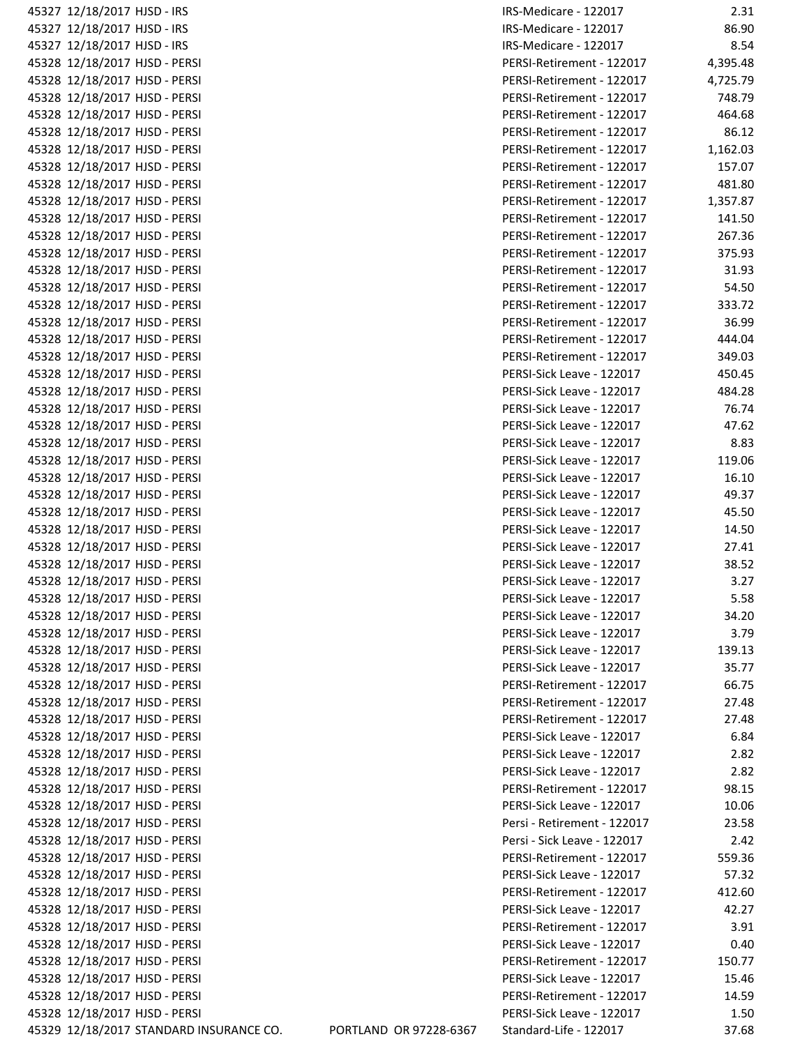| | | | | | |
|---|---|---|---|---|---|
| 45327 | 12/18/2017 | HJSD - IRS | | IRS-Medicare - 122017 | 2.31 |
| 45327 | 12/18/2017 | HJSD - IRS | | IRS-Medicare - 122017 | 86.90 |
| 45327 | 12/18/2017 | HJSD - IRS | | IRS-Medicare - 122017 | 8.54 |
| 45328 | 12/18/2017 | HJSD - PERSI | | PERSI-Retirement - 122017 | 4,395.48 |
| 45328 | 12/18/2017 | HJSD - PERSI | | PERSI-Retirement - 122017 | 4,725.79 |
| 45328 | 12/18/2017 | HJSD - PERSI | | PERSI-Retirement - 122017 | 748.79 |
| 45328 | 12/18/2017 | HJSD - PERSI | | PERSI-Retirement - 122017 | 464.68 |
| 45328 | 12/18/2017 | HJSD - PERSI | | PERSI-Retirement - 122017 | 86.12 |
| 45328 | 12/18/2017 | HJSD - PERSI | | PERSI-Retirement - 122017 | 1,162.03 |
| 45328 | 12/18/2017 | HJSD - PERSI | | PERSI-Retirement - 122017 | 157.07 |
| 45328 | 12/18/2017 | HJSD - PERSI | | PERSI-Retirement - 122017 | 481.80 |
| 45328 | 12/18/2017 | HJSD - PERSI | | PERSI-Retirement - 122017 | 1,357.87 |
| 45328 | 12/18/2017 | HJSD - PERSI | | PERSI-Retirement - 122017 | 141.50 |
| 45328 | 12/18/2017 | HJSD - PERSI | | PERSI-Retirement - 122017 | 267.36 |
| 45328 | 12/18/2017 | HJSD - PERSI | | PERSI-Retirement - 122017 | 375.93 |
| 45328 | 12/18/2017 | HJSD - PERSI | | PERSI-Retirement - 122017 | 31.93 |
| 45328 | 12/18/2017 | HJSD - PERSI | | PERSI-Retirement - 122017 | 54.50 |
| 45328 | 12/18/2017 | HJSD - PERSI | | PERSI-Retirement - 122017 | 333.72 |
| 45328 | 12/18/2017 | HJSD - PERSI | | PERSI-Retirement - 122017 | 36.99 |
| 45328 | 12/18/2017 | HJSD - PERSI | | PERSI-Retirement - 122017 | 444.04 |
| 45328 | 12/18/2017 | HJSD - PERSI | | PERSI-Retirement - 122017 | 349.03 |
| 45328 | 12/18/2017 | HJSD - PERSI | | PERSI-Sick Leave - 122017 | 450.45 |
| 45328 | 12/18/2017 | HJSD - PERSI | | PERSI-Sick Leave - 122017 | 484.28 |
| 45328 | 12/18/2017 | HJSD - PERSI | | PERSI-Sick Leave - 122017 | 76.74 |
| 45328 | 12/18/2017 | HJSD - PERSI | | PERSI-Sick Leave - 122017 | 47.62 |
| 45328 | 12/18/2017 | HJSD - PERSI | | PERSI-Sick Leave - 122017 | 8.83 |
| 45328 | 12/18/2017 | HJSD - PERSI | | PERSI-Sick Leave - 122017 | 119.06 |
| 45328 | 12/18/2017 | HJSD - PERSI | | PERSI-Sick Leave - 122017 | 16.10 |
| 45328 | 12/18/2017 | HJSD - PERSI | | PERSI-Sick Leave - 122017 | 49.37 |
| 45328 | 12/18/2017 | HJSD - PERSI | | PERSI-Sick Leave - 122017 | 45.50 |
| 45328 | 12/18/2017 | HJSD - PERSI | | PERSI-Sick Leave - 122017 | 14.50 |
| 45328 | 12/18/2017 | HJSD - PERSI | | PERSI-Sick Leave - 122017 | 27.41 |
| 45328 | 12/18/2017 | HJSD - PERSI | | PERSI-Sick Leave - 122017 | 38.52 |
| 45328 | 12/18/2017 | HJSD - PERSI | | PERSI-Sick Leave - 122017 | 3.27 |
| 45328 | 12/18/2017 | HJSD - PERSI | | PERSI-Sick Leave - 122017 | 5.58 |
| 45328 | 12/18/2017 | HJSD - PERSI | | PERSI-Sick Leave - 122017 | 34.20 |
| 45328 | 12/18/2017 | HJSD - PERSI | | PERSI-Sick Leave - 122017 | 3.79 |
| 45328 | 12/18/2017 | HJSD - PERSI | | PERSI-Sick Leave - 122017 | 139.13 |
| 45328 | 12/18/2017 | HJSD - PERSI | | PERSI-Sick Leave - 122017 | 35.77 |
| 45328 | 12/18/2017 | HJSD - PERSI | | PERSI-Retirement - 122017 | 66.75 |
| 45328 | 12/18/2017 | HJSD - PERSI | | PERSI-Retirement - 122017 | 27.48 |
| 45328 | 12/18/2017 | HJSD - PERSI | | PERSI-Retirement - 122017 | 27.48 |
| 45328 | 12/18/2017 | HJSD - PERSI | | PERSI-Sick Leave - 122017 | 6.84 |
| 45328 | 12/18/2017 | HJSD - PERSI | | PERSI-Sick Leave - 122017 | 2.82 |
| 45328 | 12/18/2017 | HJSD - PERSI | | PERSI-Sick Leave - 122017 | 2.82 |
| 45328 | 12/18/2017 | HJSD - PERSI | | PERSI-Retirement - 122017 | 98.15 |
| 45328 | 12/18/2017 | HJSD - PERSI | | PERSI-Sick Leave - 122017 | 10.06 |
| 45328 | 12/18/2017 | HJSD - PERSI | | Persi - Retirement - 122017 | 23.58 |
| 45328 | 12/18/2017 | HJSD - PERSI | | Persi - Sick Leave - 122017 | 2.42 |
| 45328 | 12/18/2017 | HJSD - PERSI | | PERSI-Retirement - 122017 | 559.36 |
| 45328 | 12/18/2017 | HJSD - PERSI | | PERSI-Sick Leave - 122017 | 57.32 |
| 45328 | 12/18/2017 | HJSD - PERSI | | PERSI-Retirement - 122017 | 412.60 |
| 45328 | 12/18/2017 | HJSD - PERSI | | PERSI-Sick Leave - 122017 | 42.27 |
| 45328 | 12/18/2017 | HJSD - PERSI | | PERSI-Retirement - 122017 | 3.91 |
| 45328 | 12/18/2017 | HJSD - PERSI | | PERSI-Sick Leave - 122017 | 0.40 |
| 45328 | 12/18/2017 | HJSD - PERSI | | PERSI-Retirement - 122017 | 150.77 |
| 45328 | 12/18/2017 | HJSD - PERSI | | PERSI-Sick Leave - 122017 | 15.46 |
| 45328 | 12/18/2017 | HJSD - PERSI | | PERSI-Retirement - 122017 | 14.59 |
| 45328 | 12/18/2017 | HJSD - PERSI | | PERSI-Sick Leave - 122017 | 1.50 |
| 45329 | 12/18/2017 | STANDARD INSURANCE CO. | PORTLAND OR 97228-6367 | Standard-Life - 122017 | 37.68 |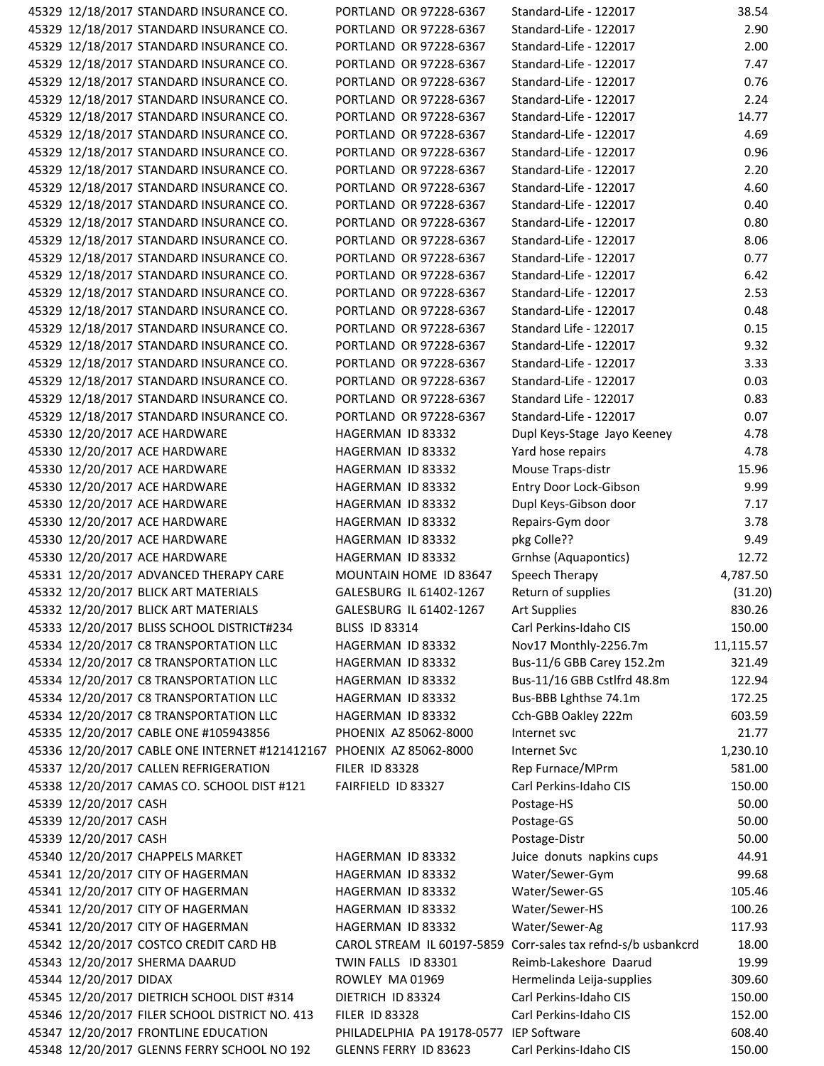| | | | | | |
|---|---|---|---|---|---|
| 45329 | 12/18/2017 | STANDARD INSURANCE CO. | PORTLAND OR 97228-6367 | Standard-Life - 122017 | 38.54 |
| 45329 | 12/18/2017 | STANDARD INSURANCE CO. | PORTLAND OR 97228-6367 | Standard-Life - 122017 | 2.90 |
| 45329 | 12/18/2017 | STANDARD INSURANCE CO. | PORTLAND OR 97228-6367 | Standard-Life - 122017 | 2.00 |
| 45329 | 12/18/2017 | STANDARD INSURANCE CO. | PORTLAND OR 97228-6367 | Standard-Life - 122017 | 7.47 |
| 45329 | 12/18/2017 | STANDARD INSURANCE CO. | PORTLAND OR 97228-6367 | Standard-Life - 122017 | 0.76 |
| 45329 | 12/18/2017 | STANDARD INSURANCE CO. | PORTLAND OR 97228-6367 | Standard-Life - 122017 | 2.24 |
| 45329 | 12/18/2017 | STANDARD INSURANCE CO. | PORTLAND OR 97228-6367 | Standard-Life - 122017 | 14.77 |
| 45329 | 12/18/2017 | STANDARD INSURANCE CO. | PORTLAND OR 97228-6367 | Standard-Life - 122017 | 4.69 |
| 45329 | 12/18/2017 | STANDARD INSURANCE CO. | PORTLAND OR 97228-6367 | Standard-Life - 122017 | 0.96 |
| 45329 | 12/18/2017 | STANDARD INSURANCE CO. | PORTLAND OR 97228-6367 | Standard-Life - 122017 | 2.20 |
| 45329 | 12/18/2017 | STANDARD INSURANCE CO. | PORTLAND OR 97228-6367 | Standard-Life - 122017 | 4.60 |
| 45329 | 12/18/2017 | STANDARD INSURANCE CO. | PORTLAND OR 97228-6367 | Standard-Life - 122017 | 0.40 |
| 45329 | 12/18/2017 | STANDARD INSURANCE CO. | PORTLAND OR 97228-6367 | Standard-Life - 122017 | 0.80 |
| 45329 | 12/18/2017 | STANDARD INSURANCE CO. | PORTLAND OR 97228-6367 | Standard-Life - 122017 | 8.06 |
| 45329 | 12/18/2017 | STANDARD INSURANCE CO. | PORTLAND OR 97228-6367 | Standard-Life - 122017 | 0.77 |
| 45329 | 12/18/2017 | STANDARD INSURANCE CO. | PORTLAND OR 97228-6367 | Standard-Life - 122017 | 6.42 |
| 45329 | 12/18/2017 | STANDARD INSURANCE CO. | PORTLAND OR 97228-6367 | Standard-Life - 122017 | 2.53 |
| 45329 | 12/18/2017 | STANDARD INSURANCE CO. | PORTLAND OR 97228-6367 | Standard-Life - 122017 | 0.48 |
| 45329 | 12/18/2017 | STANDARD INSURANCE CO. | PORTLAND OR 97228-6367 | Standard Life - 122017 | 0.15 |
| 45329 | 12/18/2017 | STANDARD INSURANCE CO. | PORTLAND OR 97228-6367 | Standard-Life - 122017 | 9.32 |
| 45329 | 12/18/2017 | STANDARD INSURANCE CO. | PORTLAND OR 97228-6367 | Standard-Life - 122017 | 3.33 |
| 45329 | 12/18/2017 | STANDARD INSURANCE CO. | PORTLAND OR 97228-6367 | Standard-Life - 122017 | 0.03 |
| 45329 | 12/18/2017 | STANDARD INSURANCE CO. | PORTLAND OR 97228-6367 | Standard Life - 122017 | 0.83 |
| 45329 | 12/18/2017 | STANDARD INSURANCE CO. | PORTLAND OR 97228-6367 | Standard-Life - 122017 | 0.07 |
| 45330 | 12/20/2017 | ACE HARDWARE | HAGERMAN ID 83332 | Dupl Keys-Stage Jayo Keeney | 4.78 |
| 45330 | 12/20/2017 | ACE HARDWARE | HAGERMAN ID 83332 | Yard hose repairs | 4.78 |
| 45330 | 12/20/2017 | ACE HARDWARE | HAGERMAN ID 83332 | Mouse Traps-distr | 15.96 |
| 45330 | 12/20/2017 | ACE HARDWARE | HAGERMAN ID 83332 | Entry Door Lock-Gibson | 9.99 |
| 45330 | 12/20/2017 | ACE HARDWARE | HAGERMAN ID 83332 | Dupl Keys-Gibson door | 7.17 |
| 45330 | 12/20/2017 | ACE HARDWARE | HAGERMAN ID 83332 | Repairs-Gym door | 3.78 |
| 45330 | 12/20/2017 | ACE HARDWARE | HAGERMAN ID 83332 | pkg Colle?? | 9.49 |
| 45330 | 12/20/2017 | ACE HARDWARE | HAGERMAN ID 83332 | Grnhse (Aquapontics) | 12.72 |
| 45331 | 12/20/2017 | ADVANCED THERAPY CARE | MOUNTAIN HOME ID 83647 | Speech Therapy | 4,787.50 |
| 45332 | 12/20/2017 | BLICK ART MATERIALS | GALESBURG IL 61402-1267 | Return of supplies | (31.20) |
| 45332 | 12/20/2017 | BLICK ART MATERIALS | GALESBURG IL 61402-1267 | Art Supplies | 830.26 |
| 45333 | 12/20/2017 | BLISS SCHOOL DISTRICT#234 | BLISS ID 83314 | Carl Perkins-Idaho CIS | 150.00 |
| 45334 | 12/20/2017 | C8 TRANSPORTATION LLC | HAGERMAN ID 83332 | Nov17 Monthly-2256.7m | 11,115.57 |
| 45334 | 12/20/2017 | C8 TRANSPORTATION LLC | HAGERMAN ID 83332 | Bus-11/6 GBB Carey 152.2m | 321.49 |
| 45334 | 12/20/2017 | C8 TRANSPORTATION LLC | HAGERMAN ID 83332 | Bus-11/16 GBB Cstlfrd 48.8m | 122.94 |
| 45334 | 12/20/2017 | C8 TRANSPORTATION LLC | HAGERMAN ID 83332 | Bus-BBB Lghthse 74.1m | 172.25 |
| 45334 | 12/20/2017 | C8 TRANSPORTATION LLC | HAGERMAN ID 83332 | Cch-GBB Oakley 222m | 603.59 |
| 45335 | 12/20/2017 | CABLE ONE #105943856 | PHOENIX AZ 85062-8000 | Internet svc | 21.77 |
| 45336 | 12/20/2017 | CABLE ONE INTERNET #121412167 | PHOENIX AZ 85062-8000 | Internet Svc | 1,230.10 |
| 45337 | 12/20/2017 | CALLEN REFRIGERATION | FILER ID 83328 | Rep Furnace/MPrm | 581.00 |
| 45338 | 12/20/2017 | CAMAS CO. SCHOOL DIST #121 | FAIRFIELD ID 83327 | Carl Perkins-Idaho CIS | 150.00 |
| 45339 | 12/20/2017 | CASH | | Postage-HS | 50.00 |
| 45339 | 12/20/2017 | CASH | | Postage-GS | 50.00 |
| 45339 | 12/20/2017 | CASH | | Postage-Distr | 50.00 |
| 45340 | 12/20/2017 | CHAPPELS MARKET | HAGERMAN ID 83332 | Juice donuts napkins cups | 44.91 |
| 45341 | 12/20/2017 | CITY OF HAGERMAN | HAGERMAN ID 83332 | Water/Sewer-Gym | 99.68 |
| 45341 | 12/20/2017 | CITY OF HAGERMAN | HAGERMAN ID 83332 | Water/Sewer-GS | 105.46 |
| 45341 | 12/20/2017 | CITY OF HAGERMAN | HAGERMAN ID 83332 | Water/Sewer-HS | 100.26 |
| 45341 | 12/20/2017 | CITY OF HAGERMAN | HAGERMAN ID 83332 | Water/Sewer-Ag | 117.93 |
| 45342 | 12/20/2017 | COSTCO CREDIT CARD HB | CAROL STREAM IL 60197-5859 | Corr-sales tax refnd-s/b usbankcrd | 18.00 |
| 45343 | 12/20/2017 | SHERMA DAARUD | TWIN FALLS ID 83301 | Reimb-Lakeshore Daarud | 19.99 |
| 45344 | 12/20/2017 | DIDAX | ROWLEY MA 01969 | Hermelinda Leija-supplies | 309.60 |
| 45345 | 12/20/2017 | DIETRICH SCHOOL DIST #314 | DIETRICH ID 83324 | Carl Perkins-Idaho CIS | 150.00 |
| 45346 | 12/20/2017 | FILER SCHOOL DISTRICT NO. 413 | FILER ID 83328 | Carl Perkins-Idaho CIS | 152.00 |
| 45347 | 12/20/2017 | FRONTLINE EDUCATION | PHILADELPHIA PA 19178-0577 | IEP Software | 608.40 |
| 45348 | 12/20/2017 | GLENNS FERRY SCHOOL NO 192 | GLENNS FERRY ID 83623 | Carl Perkins-Idaho CIS | 150.00 |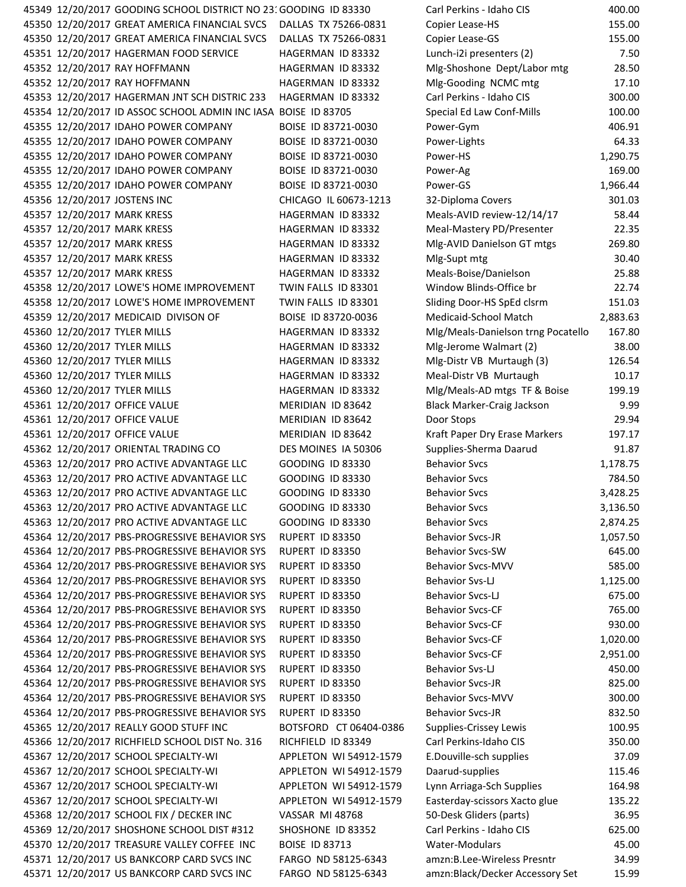| | | | | | |
|---|---|---|---|---|---|
| 45349 | 12/20/2017 | GOODING SCHOOL DISTRICT NO 231 | GOODING ID 83330 | Carl Perkins - Idaho CIS | 400.00 |
| 45350 | 12/20/2017 | GREAT AMERICA FINANCIAL SVCS | DALLAS TX 75266-0831 | Copier Lease-HS | 155.00 |
| 45350 | 12/20/2017 | GREAT AMERICA FINANCIAL SVCS | DALLAS TX 75266-0831 | Copier Lease-GS | 155.00 |
| 45351 | 12/20/2017 | HAGERMAN FOOD SERVICE | HAGERMAN ID 83332 | Lunch-i2i presenters (2) | 7.50 |
| 45352 | 12/20/2017 | RAY HOFFMANN | HAGERMAN ID 83332 | Mlg-Shoshone Dept/Labor mtg | 28.50 |
| 45352 | 12/20/2017 | RAY HOFFMANN | HAGERMAN ID 83332 | Mlg-Gooding NCMC mtg | 17.10 |
| 45353 | 12/20/2017 | HAGERMAN JNT SCH DISTRIC 233 | HAGERMAN ID 83332 | Carl Perkins - Idaho CIS | 300.00 |
| 45354 | 12/20/2017 | ID ASSOC SCHOOL ADMIN INC IASA | BOISE ID 83705 | Special Ed Law Conf-Mills | 100.00 |
| 45355 | 12/20/2017 | IDAHO POWER COMPANY | BOISE ID 83721-0030 | Power-Gym | 406.91 |
| 45355 | 12/20/2017 | IDAHO POWER COMPANY | BOISE ID 83721-0030 | Power-Lights | 64.33 |
| 45355 | 12/20/2017 | IDAHO POWER COMPANY | BOISE ID 83721-0030 | Power-HS | 1,290.75 |
| 45355 | 12/20/2017 | IDAHO POWER COMPANY | BOISE ID 83721-0030 | Power-Ag | 169.00 |
| 45355 | 12/20/2017 | IDAHO POWER COMPANY | BOISE ID 83721-0030 | Power-GS | 1,966.44 |
| 45356 | 12/20/2017 | JOSTENS INC | CHICAGO IL 60673-1213 | 32-Diploma Covers | 301.03 |
| 45357 | 12/20/2017 | MARK KRESS | HAGERMAN ID 83332 | Meals-AVID review-12/14/17 | 58.44 |
| 45357 | 12/20/2017 | MARK KRESS | HAGERMAN ID 83332 | Meal-Mastery PD/Presenter | 22.35 |
| 45357 | 12/20/2017 | MARK KRESS | HAGERMAN ID 83332 | Mlg-AVID Danielson GT mtgs | 269.80 |
| 45357 | 12/20/2017 | MARK KRESS | HAGERMAN ID 83332 | Mlg-Supt mtg | 30.40 |
| 45357 | 12/20/2017 | MARK KRESS | HAGERMAN ID 83332 | Meals-Boise/Danielson | 25.88 |
| 45358 | 12/20/2017 | LOWE'S HOME IMPROVEMENT | TWIN FALLS ID 83301 | Window Blinds-Office br | 22.74 |
| 45358 | 12/20/2017 | LOWE'S HOME IMPROVEMENT | TWIN FALLS ID 83301 | Sliding Door-HS SpEd clsrm | 151.03 |
| 45359 | 12/20/2017 | MEDICAID DIVISON OF | BOISE ID 83720-0036 | Medicaid-School Match | 2,883.63 |
| 45360 | 12/20/2017 | TYLER MILLS | HAGERMAN ID 83332 | Mlg/Meals-Danielson trng Pocatello | 167.80 |
| 45360 | 12/20/2017 | TYLER MILLS | HAGERMAN ID 83332 | Mlg-Jerome Walmart (2) | 38.00 |
| 45360 | 12/20/2017 | TYLER MILLS | HAGERMAN ID 83332 | Mlg-Distr VB Murtaugh (3) | 126.54 |
| 45360 | 12/20/2017 | TYLER MILLS | HAGERMAN ID 83332 | Meal-Distr VB Murtaugh | 10.17 |
| 45360 | 12/20/2017 | TYLER MILLS | HAGERMAN ID 83332 | Mlg/Meals-AD mtgs TF & Boise | 199.19 |
| 45361 | 12/20/2017 | OFFICE VALUE | MERIDIAN ID 83642 | Black Marker-Craig Jackson | 9.99 |
| 45361 | 12/20/2017 | OFFICE VALUE | MERIDIAN ID 83642 | Door Stops | 29.94 |
| 45361 | 12/20/2017 | OFFICE VALUE | MERIDIAN ID 83642 | Kraft Paper Dry Erase Markers | 197.17 |
| 45362 | 12/20/2017 | ORIENTAL TRADING CO | DES MOINES IA 50306 | Supplies-Sherma Daarud | 91.87 |
| 45363 | 12/20/2017 | PRO ACTIVE ADVANTAGE LLC | GOODING ID 83330 | Behavior Svcs | 1,178.75 |
| 45363 | 12/20/2017 | PRO ACTIVE ADVANTAGE LLC | GOODING ID 83330 | Behavior Svcs | 784.50 |
| 45363 | 12/20/2017 | PRO ACTIVE ADVANTAGE LLC | GOODING ID 83330 | Behavior Svcs | 3,428.25 |
| 45363 | 12/20/2017 | PRO ACTIVE ADVANTAGE LLC | GOODING ID 83330 | Behavior Svcs | 3,136.50 |
| 45363 | 12/20/2017 | PRO ACTIVE ADVANTAGE LLC | GOODING ID 83330 | Behavior Svcs | 2,874.25 |
| 45364 | 12/20/2017 | PBS-PROGRESSIVE BEHAVIOR SYS | RUPERT ID 83350 | Behavior Svcs-JR | 1,057.50 |
| 45364 | 12/20/2017 | PBS-PROGRESSIVE BEHAVIOR SYS | RUPERT ID 83350 | Behavior Svcs-SW | 645.00 |
| 45364 | 12/20/2017 | PBS-PROGRESSIVE BEHAVIOR SYS | RUPERT ID 83350 | Behavior Svcs-MVV | 585.00 |
| 45364 | 12/20/2017 | PBS-PROGRESSIVE BEHAVIOR SYS | RUPERT ID 83350 | Behavior Svs-LJ | 1,125.00 |
| 45364 | 12/20/2017 | PBS-PROGRESSIVE BEHAVIOR SYS | RUPERT ID 83350 | Behavior Svcs-LJ | 675.00 |
| 45364 | 12/20/2017 | PBS-PROGRESSIVE BEHAVIOR SYS | RUPERT ID 83350 | Behavior Svcs-CF | 765.00 |
| 45364 | 12/20/2017 | PBS-PROGRESSIVE BEHAVIOR SYS | RUPERT ID 83350 | Behavior Svcs-CF | 930.00 |
| 45364 | 12/20/2017 | PBS-PROGRESSIVE BEHAVIOR SYS | RUPERT ID 83350 | Behavior Svcs-CF | 1,020.00 |
| 45364 | 12/20/2017 | PBS-PROGRESSIVE BEHAVIOR SYS | RUPERT ID 83350 | Behavior Svcs-CF | 2,951.00 |
| 45364 | 12/20/2017 | PBS-PROGRESSIVE BEHAVIOR SYS | RUPERT ID 83350 | Behavior Svs-LJ | 450.00 |
| 45364 | 12/20/2017 | PBS-PROGRESSIVE BEHAVIOR SYS | RUPERT ID 83350 | Behavior Svcs-JR | 825.00 |
| 45364 | 12/20/2017 | PBS-PROGRESSIVE BEHAVIOR SYS | RUPERT ID 83350 | Behavior Svcs-MVV | 300.00 |
| 45364 | 12/20/2017 | PBS-PROGRESSIVE BEHAVIOR SYS | RUPERT ID 83350 | Behavior Svcs-JR | 832.50 |
| 45365 | 12/20/2017 | REALLY GOOD STUFF INC | BOTSFORD CT 06404-0386 | Supplies-Crissey Lewis | 100.95 |
| 45366 | 12/20/2017 | RICHFIELD SCHOOL DIST No. 316 | RICHFIELD ID 83349 | Carl Perkins-Idaho CIS | 350.00 |
| 45367 | 12/20/2017 | SCHOOL SPECIALTY-WI | APPLETON WI 54912-1579 | E.Douville-sch supplies | 37.09 |
| 45367 | 12/20/2017 | SCHOOL SPECIALTY-WI | APPLETON WI 54912-1579 | Daarud-supplies | 115.46 |
| 45367 | 12/20/2017 | SCHOOL SPECIALTY-WI | APPLETON WI 54912-1579 | Lynn Arriaga-Sch Supplies | 164.98 |
| 45367 | 12/20/2017 | SCHOOL SPECIALTY-WI | APPLETON WI 54912-1579 | Easterday-scissors Xacto glue | 135.22 |
| 45368 | 12/20/2017 | SCHOOL FIX / DECKER INC | VASSAR MI 48768 | 50-Desk Gliders (parts) | 36.95 |
| 45369 | 12/20/2017 | SHOSHONE SCHOOL DIST #312 | SHOSHONE ID 83352 | Carl Perkins - Idaho CIS | 625.00 |
| 45370 | 12/20/2017 | TREASURE VALLEY COFFEE INC | BOISE ID 83713 | Water-Modulars | 45.00 |
| 45371 | 12/20/2017 | US BANKCORP CARD SVCS INC | FARGO ND 58125-6343 | amzn:B.Lee-Wireless Presntr | 34.99 |
| 45371 | 12/20/2017 | US BANKCORP CARD SVCS INC | FARGO ND 58125-6343 | amzn:Black/Decker Accessory Set | 15.99 |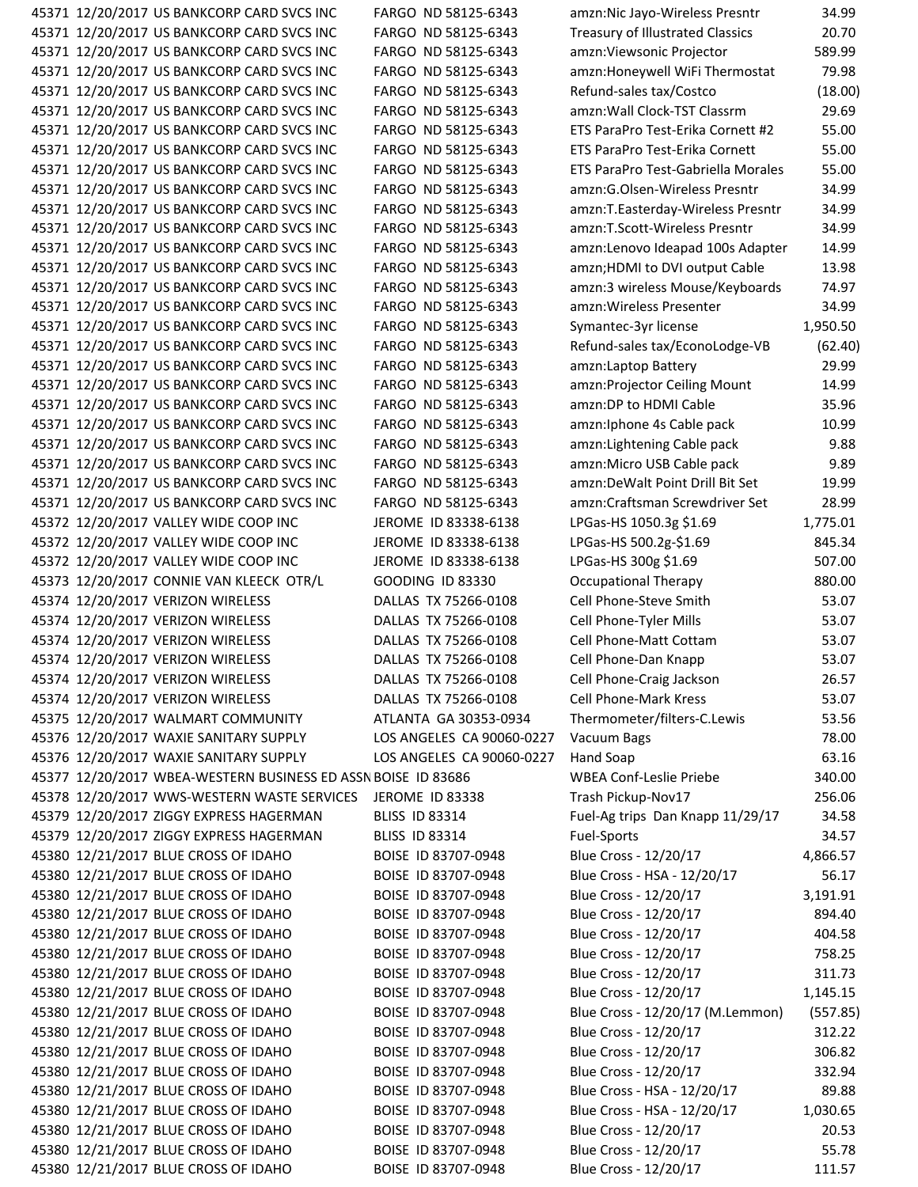| | | | | | |
|---|---|---|---|---|---|
| 45371 | 12/20/2017 | US BANKCORP CARD SVCS INC | FARGO ND 58125-6343 | amzn:Nic Jayo-Wireless Presntr | 34.99 |
| 45371 | 12/20/2017 | US BANKCORP CARD SVCS INC | FARGO ND 58125-6343 | Treasury of Illustrated Classics | 20.70 |
| 45371 | 12/20/2017 | US BANKCORP CARD SVCS INC | FARGO ND 58125-6343 | amzn:Viewsonic Projector | 589.99 |
| 45371 | 12/20/2017 | US BANKCORP CARD SVCS INC | FARGO ND 58125-6343 | amzn:Honeywell WiFi Thermostat | 79.98 |
| 45371 | 12/20/2017 | US BANKCORP CARD SVCS INC | FARGO ND 58125-6343 | Refund-sales tax/Costco | (18.00) |
| 45371 | 12/20/2017 | US BANKCORP CARD SVCS INC | FARGO ND 58125-6343 | amzn:Wall Clock-TST Classrm | 29.69 |
| 45371 | 12/20/2017 | US BANKCORP CARD SVCS INC | FARGO ND 58125-6343 | ETS ParaPro Test-Erika Cornett #2 | 55.00 |
| 45371 | 12/20/2017 | US BANKCORP CARD SVCS INC | FARGO ND 58125-6343 | ETS ParaPro Test-Erika Cornett | 55.00 |
| 45371 | 12/20/2017 | US BANKCORP CARD SVCS INC | FARGO ND 58125-6343 | ETS ParaPro Test-Gabriella Morales | 55.00 |
| 45371 | 12/20/2017 | US BANKCORP CARD SVCS INC | FARGO ND 58125-6343 | amzn:G.Olsen-Wireless Presntr | 34.99 |
| 45371 | 12/20/2017 | US BANKCORP CARD SVCS INC | FARGO ND 58125-6343 | amzn:T.Easterday-Wireless Presntr | 34.99 |
| 45371 | 12/20/2017 | US BANKCORP CARD SVCS INC | FARGO ND 58125-6343 | amzn:T.Scott-Wireless Presntr | 34.99 |
| 45371 | 12/20/2017 | US BANKCORP CARD SVCS INC | FARGO ND 58125-6343 | amzn:Lenovo Ideapad 100s Adapter | 14.99 |
| 45371 | 12/20/2017 | US BANKCORP CARD SVCS INC | FARGO ND 58125-6343 | amzn;HDMI to DVI output Cable | 13.98 |
| 45371 | 12/20/2017 | US BANKCORP CARD SVCS INC | FARGO ND 58125-6343 | amzn:3 wireless Mouse/Keyboards | 74.97 |
| 45371 | 12/20/2017 | US BANKCORP CARD SVCS INC | FARGO ND 58125-6343 | amzn:Wireless Presenter | 34.99 |
| 45371 | 12/20/2017 | US BANKCORP CARD SVCS INC | FARGO ND 58125-6343 | Symantec-3yr license | 1,950.50 |
| 45371 | 12/20/2017 | US BANKCORP CARD SVCS INC | FARGO ND 58125-6343 | Refund-sales tax/EconoLodge-VB | (62.40) |
| 45371 | 12/20/2017 | US BANKCORP CARD SVCS INC | FARGO ND 58125-6343 | amzn:Laptop Battery | 29.99 |
| 45371 | 12/20/2017 | US BANKCORP CARD SVCS INC | FARGO ND 58125-6343 | amzn:Projector Ceiling Mount | 14.99 |
| 45371 | 12/20/2017 | US BANKCORP CARD SVCS INC | FARGO ND 58125-6343 | amzn:DP to HDMI Cable | 35.96 |
| 45371 | 12/20/2017 | US BANKCORP CARD SVCS INC | FARGO ND 58125-6343 | amzn:Iphone 4s Cable pack | 10.99 |
| 45371 | 12/20/2017 | US BANKCORP CARD SVCS INC | FARGO ND 58125-6343 | amzn:Lightening Cable pack | 9.88 |
| 45371 | 12/20/2017 | US BANKCORP CARD SVCS INC | FARGO ND 58125-6343 | amzn:Micro USB Cable pack | 9.89 |
| 45371 | 12/20/2017 | US BANKCORP CARD SVCS INC | FARGO ND 58125-6343 | amzn:DeWalt Point Drill Bit Set | 19.99 |
| 45371 | 12/20/2017 | US BANKCORP CARD SVCS INC | FARGO ND 58125-6343 | amzn:Craftsman Screwdriver Set | 28.99 |
| 45372 | 12/20/2017 | VALLEY WIDE COOP INC | JEROME ID 83338-6138 | LPGas-HS 1050.3g $1.69 | 1,775.01 |
| 45372 | 12/20/2017 | VALLEY WIDE COOP INC | JEROME ID 83338-6138 | LPGas-HS 500.2g-$1.69 | 845.34 |
| 45372 | 12/20/2017 | VALLEY WIDE COOP INC | JEROME ID 83338-6138 | LPGas-HS 300g $1.69 | 507.00 |
| 45373 | 12/20/2017 | CONNIE VAN KLEECK OTR/L | GOODING ID 83330 | Occupational Therapy | 880.00 |
| 45374 | 12/20/2017 | VERIZON WIRELESS | DALLAS TX 75266-0108 | Cell Phone-Steve Smith | 53.07 |
| 45374 | 12/20/2017 | VERIZON WIRELESS | DALLAS TX 75266-0108 | Cell Phone-Tyler Mills | 53.07 |
| 45374 | 12/20/2017 | VERIZON WIRELESS | DALLAS TX 75266-0108 | Cell Phone-Matt Cottam | 53.07 |
| 45374 | 12/20/2017 | VERIZON WIRELESS | DALLAS TX 75266-0108 | Cell Phone-Dan Knapp | 53.07 |
| 45374 | 12/20/2017 | VERIZON WIRELESS | DALLAS TX 75266-0108 | Cell Phone-Craig Jackson | 26.57 |
| 45374 | 12/20/2017 | VERIZON WIRELESS | DALLAS TX 75266-0108 | Cell Phone-Mark Kress | 53.07 |
| 45375 | 12/20/2017 | WALMART COMMUNITY | ATLANTA GA 30353-0934 | Thermometer/filters-C.Lewis | 53.56 |
| 45376 | 12/20/2017 | WAXIE SANITARY SUPPLY | LOS ANGELES CA 90060-0227 | Vacuum Bags | 78.00 |
| 45376 | 12/20/2017 | WAXIE SANITARY SUPPLY | LOS ANGELES CA 90060-0227 | Hand Soap | 63.16 |
| 45377 | 12/20/2017 | WBEA-WESTERN BUSINESS ED ASSN | BOISE ID 83686 | WBEA Conf-Leslie Priebe | 340.00 |
| 45378 | 12/20/2017 | WWS-WESTERN WASTE SERVICES | JEROME ID 83338 | Trash Pickup-Nov17 | 256.06 |
| 45379 | 12/20/2017 | ZIGGY EXPRESS HAGERMAN | BLISS ID 83314 | Fuel-Ag trips Dan Knapp 11/29/17 | 34.58 |
| 45379 | 12/20/2017 | ZIGGY EXPRESS HAGERMAN | BLISS ID 83314 | Fuel-Sports | 34.57 |
| 45380 | 12/21/2017 | BLUE CROSS OF IDAHO | BOISE ID 83707-0948 | Blue Cross - 12/20/17 | 4,866.57 |
| 45380 | 12/21/2017 | BLUE CROSS OF IDAHO | BOISE ID 83707-0948 | Blue Cross - HSA - 12/20/17 | 56.17 |
| 45380 | 12/21/2017 | BLUE CROSS OF IDAHO | BOISE ID 83707-0948 | Blue Cross - 12/20/17 | 3,191.91 |
| 45380 | 12/21/2017 | BLUE CROSS OF IDAHO | BOISE ID 83707-0948 | Blue Cross - 12/20/17 | 894.40 |
| 45380 | 12/21/2017 | BLUE CROSS OF IDAHO | BOISE ID 83707-0948 | Blue Cross - 12/20/17 | 404.58 |
| 45380 | 12/21/2017 | BLUE CROSS OF IDAHO | BOISE ID 83707-0948 | Blue Cross - 12/20/17 | 758.25 |
| 45380 | 12/21/2017 | BLUE CROSS OF IDAHO | BOISE ID 83707-0948 | Blue Cross - 12/20/17 | 311.73 |
| 45380 | 12/21/2017 | BLUE CROSS OF IDAHO | BOISE ID 83707-0948 | Blue Cross - 12/20/17 | 1,145.15 |
| 45380 | 12/21/2017 | BLUE CROSS OF IDAHO | BOISE ID 83707-0948 | Blue Cross - 12/20/17 (M.Lemmon) | (557.85) |
| 45380 | 12/21/2017 | BLUE CROSS OF IDAHO | BOISE ID 83707-0948 | Blue Cross - 12/20/17 | 312.22 |
| 45380 | 12/21/2017 | BLUE CROSS OF IDAHO | BOISE ID 83707-0948 | Blue Cross - 12/20/17 | 306.82 |
| 45380 | 12/21/2017 | BLUE CROSS OF IDAHO | BOISE ID 83707-0948 | Blue Cross - 12/20/17 | 332.94 |
| 45380 | 12/21/2017 | BLUE CROSS OF IDAHO | BOISE ID 83707-0948 | Blue Cross - HSA - 12/20/17 | 89.88 |
| 45380 | 12/21/2017 | BLUE CROSS OF IDAHO | BOISE ID 83707-0948 | Blue Cross - HSA - 12/20/17 | 1,030.65 |
| 45380 | 12/21/2017 | BLUE CROSS OF IDAHO | BOISE ID 83707-0948 | Blue Cross - 12/20/17 | 20.53 |
| 45380 | 12/21/2017 | BLUE CROSS OF IDAHO | BOISE ID 83707-0948 | Blue Cross - 12/20/17 | 55.78 |
| 45380 | 12/21/2017 | BLUE CROSS OF IDAHO | BOISE ID 83707-0948 | Blue Cross - 12/20/17 | 111.57 |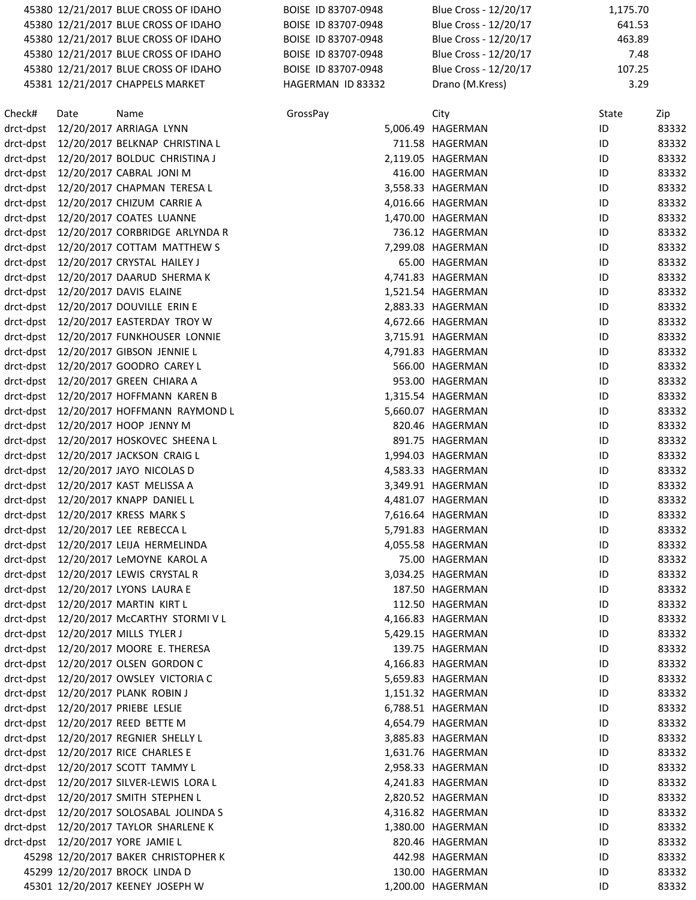| | | | | | |
|---|---|---|---|---|---|
| 45380 | 12/21/2017 | BLUE CROSS OF IDAHO | BOISE ID 83707-0948 | Blue Cross - 12/20/17 | 1,175.70 |
| 45380 | 12/21/2017 | BLUE CROSS OF IDAHO | BOISE ID 83707-0948 | Blue Cross - 12/20/17 | 641.53 |
| 45380 | 12/21/2017 | BLUE CROSS OF IDAHO | BOISE ID 83707-0948 | Blue Cross - 12/20/17 | 463.89 |
| 45380 | 12/21/2017 | BLUE CROSS OF IDAHO | BOISE ID 83707-0948 | Blue Cross - 12/20/17 | 7.48 |
| 45380 | 12/21/2017 | BLUE CROSS OF IDAHO | BOISE ID 83707-0948 | Blue Cross - 12/20/17 | 107.25 |
| 45381 | 12/21/2017 | CHAPPELS MARKET | HAGERMAN ID 83332 | Drano (M.Kress) | 3.29 |

| Check# | Date | Name | GrossPay | City | State | Zip |
|---|---|---|---|---|---|---|
| drct-dpst | 12/20/2017 | ARRIAGA LYNN | 5,006.49 | HAGERMAN | ID | 83332 |
| drct-dpst | 12/20/2017 | BELKNAP CHRISTINA L | 711.58 | HAGERMAN | ID | 83332 |
| drct-dpst | 12/20/2017 | BOLDUC CHRISTINA J | 2,119.05 | HAGERMAN | ID | 83332 |
| drct-dpst | 12/20/2017 | CABRAL JONI M | 416.00 | HAGERMAN | ID | 83332 |
| drct-dpst | 12/20/2017 | CHAPMAN TERESA L | 3,558.33 | HAGERMAN | ID | 83332 |
| drct-dpst | 12/20/2017 | CHIZUM CARRIE A | 4,016.66 | HAGERMAN | ID | 83332 |
| drct-dpst | 12/20/2017 | COATES LUANNE | 1,470.00 | HAGERMAN | ID | 83332 |
| drct-dpst | 12/20/2017 | CORBRIDGE ARLYNDA R | 736.12 | HAGERMAN | ID | 83332 |
| drct-dpst | 12/20/2017 | COTTAM MATTHEW S | 7,299.08 | HAGERMAN | ID | 83332 |
| drct-dpst | 12/20/2017 | CRYSTAL HAILEY J | 65.00 | HAGERMAN | ID | 83332 |
| drct-dpst | 12/20/2017 | DAARUD SHERMA K | 4,741.83 | HAGERMAN | ID | 83332 |
| drct-dpst | 12/20/2017 | DAVIS ELAINE | 1,521.54 | HAGERMAN | ID | 83332 |
| drct-dpst | 12/20/2017 | DOUVILLE ERIN E | 2,883.33 | HAGERMAN | ID | 83332 |
| drct-dpst | 12/20/2017 | EASTERDAY TROY W | 4,672.66 | HAGERMAN | ID | 83332 |
| drct-dpst | 12/20/2017 | FUNKHOUSER LONNIE | 3,715.91 | HAGERMAN | ID | 83332 |
| drct-dpst | 12/20/2017 | GIBSON JENNIE L | 4,791.83 | HAGERMAN | ID | 83332 |
| drct-dpst | 12/20/2017 | GOODRO CAREY L | 566.00 | HAGERMAN | ID | 83332 |
| drct-dpst | 12/20/2017 | GREEN CHIARA A | 953.00 | HAGERMAN | ID | 83332 |
| drct-dpst | 12/20/2017 | HOFFMANN KAREN B | 1,315.54 | HAGERMAN | ID | 83332 |
| drct-dpst | 12/20/2017 | HOFFMANN RAYMOND L | 5,660.07 | HAGERMAN | ID | 83332 |
| drct-dpst | 12/20/2017 | HOOP JENNY M | 820.46 | HAGERMAN | ID | 83332 |
| drct-dpst | 12/20/2017 | HOSKOVEC SHEENA L | 891.75 | HAGERMAN | ID | 83332 |
| drct-dpst | 12/20/2017 | JACKSON CRAIG L | 1,994.03 | HAGERMAN | ID | 83332 |
| drct-dpst | 12/20/2017 | JAYO NICOLAS D | 4,583.33 | HAGERMAN | ID | 83332 |
| drct-dpst | 12/20/2017 | KAST MELISSA A | 3,349.91 | HAGERMAN | ID | 83332 |
| drct-dpst | 12/20/2017 | KNAPP DANIEL L | 4,481.07 | HAGERMAN | ID | 83332 |
| drct-dpst | 12/20/2017 | KRESS MARK S | 7,616.64 | HAGERMAN | ID | 83332 |
| drct-dpst | 12/20/2017 | LEE REBECCA L | 5,791.83 | HAGERMAN | ID | 83332 |
| drct-dpst | 12/20/2017 | LEIJA HERMELINDA | 4,055.58 | HAGERMAN | ID | 83332 |
| drct-dpst | 12/20/2017 | LeMOYNE KAROL A | 75.00 | HAGERMAN | ID | 83332 |
| drct-dpst | 12/20/2017 | LEWIS CRYSTAL R | 3,034.25 | HAGERMAN | ID | 83332 |
| drct-dpst | 12/20/2017 | LYONS LAURA E | 187.50 | HAGERMAN | ID | 83332 |
| drct-dpst | 12/20/2017 | MARTIN KIRT L | 112.50 | HAGERMAN | ID | 83332 |
| drct-dpst | 12/20/2017 | McCARTHY STORMI V L | 4,166.83 | HAGERMAN | ID | 83332 |
| drct-dpst | 12/20/2017 | MILLS TYLER J | 5,429.15 | HAGERMAN | ID | 83332 |
| drct-dpst | 12/20/2017 | MOORE E. THERESA | 139.75 | HAGERMAN | ID | 83332 |
| drct-dpst | 12/20/2017 | OLSEN GORDON C | 4,166.83 | HAGERMAN | ID | 83332 |
| drct-dpst | 12/20/2017 | OWSLEY VICTORIA C | 5,659.83 | HAGERMAN | ID | 83332 |
| drct-dpst | 12/20/2017 | PLANK ROBIN J | 1,151.32 | HAGERMAN | ID | 83332 |
| drct-dpst | 12/20/2017 | PRIEBE LESLIE | 6,788.51 | HAGERMAN | ID | 83332 |
| drct-dpst | 12/20/2017 | REED BETTE M | 4,654.79 | HAGERMAN | ID | 83332 |
| drct-dpst | 12/20/2017 | REGNIER SHELLY L | 3,885.83 | HAGERMAN | ID | 83332 |
| drct-dpst | 12/20/2017 | RICE CHARLES E | 1,631.76 | HAGERMAN | ID | 83332 |
| drct-dpst | 12/20/2017 | SCOTT TAMMY L | 2,958.33 | HAGERMAN | ID | 83332 |
| drct-dpst | 12/20/2017 | SILVER-LEWIS LORA L | 4,241.83 | HAGERMAN | ID | 83332 |
| drct-dpst | 12/20/2017 | SMITH STEPHEN L | 2,820.52 | HAGERMAN | ID | 83332 |
| drct-dpst | 12/20/2017 | SOLOSABAL JOLINDA S | 4,316.82 | HAGERMAN | ID | 83332 |
| drct-dpst | 12/20/2017 | TAYLOR SHARLENE K | 1,380.00 | HAGERMAN | ID | 83332 |
| drct-dpst | 12/20/2017 | YORE JAMIE L | 820.46 | HAGERMAN | ID | 83332 |
| 45298 | 12/20/2017 | BAKER CHRISTOPHER K | 442.98 | HAGERMAN | ID | 83332 |
| 45299 | 12/20/2017 | BROCK LINDA D | 130.00 | HAGERMAN | ID | 83332 |
| 45301 | 12/20/2017 | KEENEY JOSEPH W | 1,200.00 | HAGERMAN | ID | 83332 |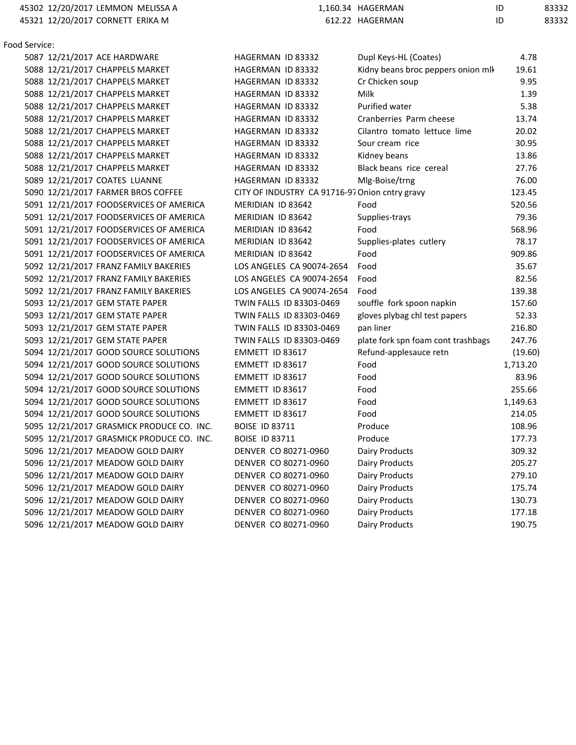| | | | | | | |
|---|---|---|---|---|---|---|
| 45302 | 12/20/2017 | LEMMON MELISSA A | 1,160.34 | HAGERMAN | ID | 83332 |
| 45321 | 12/20/2017 | CORNETT ERIKA M | 612.22 | HAGERMAN | ID | 83332 |

Food Service:

| | | | | | |
|---|---|---|---|---|---|
| 5087 | 12/21/2017 | ACE HARDWARE | HAGERMAN ID 83332 | Dupl Keys-HL (Coates) | 4.78 |
| 5088 | 12/21/2017 | CHAPPELS MARKET | HAGERMAN ID 83332 | Kidny beans broc peppers onion mlk | 19.61 |
| 5088 | 12/21/2017 | CHAPPELS MARKET | HAGERMAN ID 83332 | Cr Chicken soup | 9.95 |
| 5088 | 12/21/2017 | CHAPPELS MARKET | HAGERMAN ID 83332 | Milk | 1.39 |
| 5088 | 12/21/2017 | CHAPPELS MARKET | HAGERMAN ID 83332 | Purified water | 5.38 |
| 5088 | 12/21/2017 | CHAPPELS MARKET | HAGERMAN ID 83332 | Cranberries Parm cheese | 13.74 |
| 5088 | 12/21/2017 | CHAPPELS MARKET | HAGERMAN ID 83332 | Cilantro tomato lettuce lime | 20.02 |
| 5088 | 12/21/2017 | CHAPPELS MARKET | HAGERMAN ID 83332 | Sour cream rice | 30.95 |
| 5088 | 12/21/2017 | CHAPPELS MARKET | HAGERMAN ID 83332 | Kidney beans | 13.86 |
| 5088 | 12/21/2017 | CHAPPELS MARKET | HAGERMAN ID 83332 | Black beans rice cereal | 27.76 |
| 5089 | 12/21/2017 | COATES LUANNE | HAGERMAN ID 83332 | Mlg-Boise/trng | 76.00 |
| 5090 | 12/21/2017 | FARMER BROS COFFEE | CITY OF INDUSTRY CA 91716-97 | Onion cntry gravy | 123.45 |
| 5091 | 12/21/2017 | FOODSERVICES OF AMERICA | MERIDIAN ID 83642 | Food | 520.56 |
| 5091 | 12/21/2017 | FOODSERVICES OF AMERICA | MERIDIAN ID 83642 | Supplies-trays | 79.36 |
| 5091 | 12/21/2017 | FOODSERVICES OF AMERICA | MERIDIAN ID 83642 | Food | 568.96 |
| 5091 | 12/21/2017 | FOODSERVICES OF AMERICA | MERIDIAN ID 83642 | Supplies-plates cutlery | 78.17 |
| 5091 | 12/21/2017 | FOODSERVICES OF AMERICA | MERIDIAN ID 83642 | Food | 909.86 |
| 5092 | 12/21/2017 | FRANZ FAMILY BAKERIES | LOS ANGELES CA 90074-2654 | Food | 35.67 |
| 5092 | 12/21/2017 | FRANZ FAMILY BAKERIES | LOS ANGELES CA 90074-2654 | Food | 82.56 |
| 5092 | 12/21/2017 | FRANZ FAMILY BAKERIES | LOS ANGELES CA 90074-2654 | Food | 139.38 |
| 5093 | 12/21/2017 | GEM STATE PAPER | TWIN FALLS ID 83303-0469 | souffle fork spoon napkin | 157.60 |
| 5093 | 12/21/2017 | GEM STATE PAPER | TWIN FALLS ID 83303-0469 | gloves plybag chl test papers | 52.33 |
| 5093 | 12/21/2017 | GEM STATE PAPER | TWIN FALLS ID 83303-0469 | pan liner | 216.80 |
| 5093 | 12/21/2017 | GEM STATE PAPER | TWIN FALLS ID 83303-0469 | plate fork spn foam cont trashbags | 247.76 |
| 5094 | 12/21/2017 | GOOD SOURCE SOLUTIONS | EMMETT ID 83617 | Refund-applesauce retn | (19.60) |
| 5094 | 12/21/2017 | GOOD SOURCE SOLUTIONS | EMMETT ID 83617 | Food | 1,713.20 |
| 5094 | 12/21/2017 | GOOD SOURCE SOLUTIONS | EMMETT ID 83617 | Food | 83.96 |
| 5094 | 12/21/2017 | GOOD SOURCE SOLUTIONS | EMMETT ID 83617 | Food | 255.66 |
| 5094 | 12/21/2017 | GOOD SOURCE SOLUTIONS | EMMETT ID 83617 | Food | 1,149.63 |
| 5094 | 12/21/2017 | GOOD SOURCE SOLUTIONS | EMMETT ID 83617 | Food | 214.05 |
| 5095 | 12/21/2017 | GRASMICK PRODUCE CO. INC. | BOISE ID 83711 | Produce | 108.96 |
| 5095 | 12/21/2017 | GRASMICK PRODUCE CO. INC. | BOISE ID 83711 | Produce | 177.73 |
| 5096 | 12/21/2017 | MEADOW GOLD DAIRY | DENVER CO 80271-0960 | Dairy Products | 309.32 |
| 5096 | 12/21/2017 | MEADOW GOLD DAIRY | DENVER CO 80271-0960 | Dairy Products | 205.27 |
| 5096 | 12/21/2017 | MEADOW GOLD DAIRY | DENVER CO 80271-0960 | Dairy Products | 279.10 |
| 5096 | 12/21/2017 | MEADOW GOLD DAIRY | DENVER CO 80271-0960 | Dairy Products | 175.74 |
| 5096 | 12/21/2017 | MEADOW GOLD DAIRY | DENVER CO 80271-0960 | Dairy Products | 130.73 |
| 5096 | 12/21/2017 | MEADOW GOLD DAIRY | DENVER CO 80271-0960 | Dairy Products | 177.18 |
| 5096 | 12/21/2017 | MEADOW GOLD DAIRY | DENVER CO 80271-0960 | Dairy Products | 190.75 |